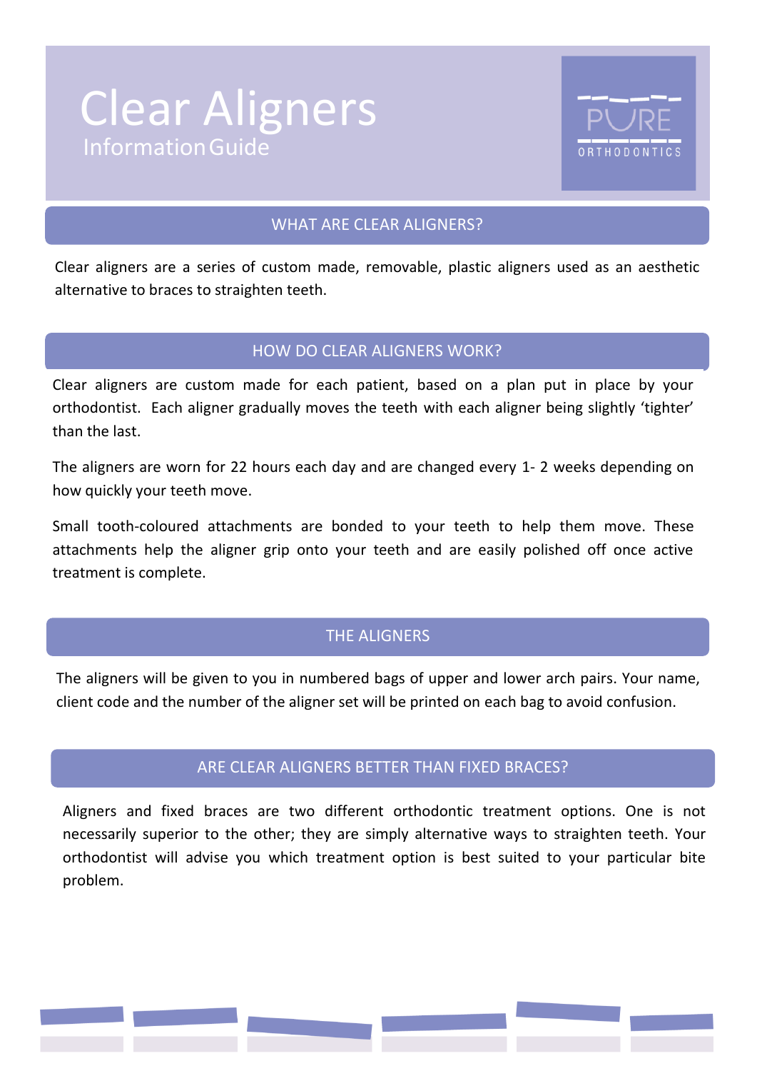# Clear Aligners

Information Guide

PURE ORTHODONTICS

## WHAT ARE CLEAR ALIGNERS?

Clear aligners are a series of custom made, removable, plastic aligners used as an aesthetic alternative to braces to straighten teeth.

## HOW DO CLEAR ALIGNERS WORK?

Clear aligners are custom made for each patient, based on a plan put in place by your orthodontist. Each aligner gradually moves the teeth with each aligner being slightly 'tighter' than the last.

The aligners are worn for 22 hours each day and are changed every 1- 2 weeks depending on how quickly your teeth move.

Small tooth-coloured attachments are bonded to your teeth to help them move. These attachments help the aligner grip onto your teeth and are easily polished off once active treatment is complete.

## THE ALIGNERS

The aligners will be given to you in numbered bags of upper and lower arch pairs. Your name, client code and the number of the aligner set will be printed on each bag to avoid confusion.

## ARE CLEAR ALIGNERS BETTER THAN FIXED BRACES?

Aligners and fixed braces are two different orthodontic treatment options. One is not necessarily superior to the other; they are simply alternative ways to straighten teeth. Your orthodontist will advise you which treatment option is best suited to your particular bite problem.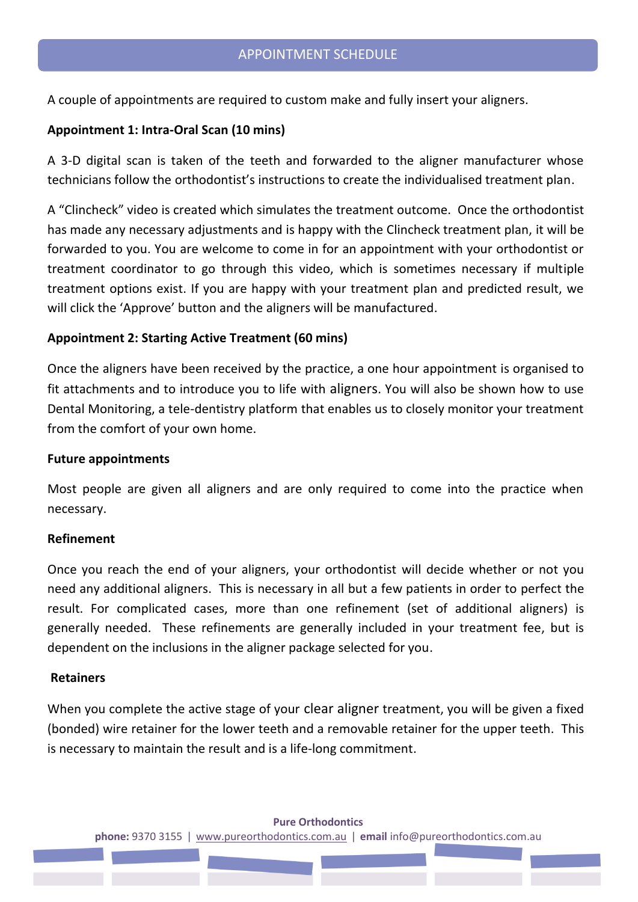## APPOINTMENT SCHEDULE

A couple of appointments are required to custom make and fully insert your aligners.

**Appointment 1: Intra-Oral Scan (10 mins)**

A 3-D digital scan is taken of the teeth and forwarded to the aligner manufacturer whose technicians follow the orthodontist's instructions to create the individualised treatment plan.

A "Clincheck" video is created which simulates the treatment outcome. Once the orthodontist has made any necessary adjustments and is happy with the Clincheck treatment plan, it will be forwarded to you. You are welcome to come in for an appointment with your orthodontist or treatment coordinator to go through this video, which is sometimes necessary if multiple treatment options exist. If you are happy with your treatment plan and predicted result, we will click the 'Approve' button and the aligners will be manufactured.

**Appointment 2: Starting Active Treatment (60 mins)**

Once the aligners have been received by the practice, a one hour appointment is organised to fit attachments and to introduce you to life with aligners. You will also be shown how to use Dental Monitoring, a tele-dentistry platform that enables us to closely monitor your treatment from the comfort of your own home.

**Future appointments**

Most people are given all aligners and are only required to come into the practice when necessary.

**Refinement**

Once you reach the end of your aligners, your orthodontist will decide whether or not you need any additional aligners. This is necessary in all but a few patients in order to perfect the result. For complicated cases, more than one refinement (set of additional aligners) is generally needed. These refinements are generally included in your treatment fee, but is dependent on the inclusions in the aligner package selected for you.

**Retainers**

When you complete the active stage of your clear aligner treatment, you will be given a fixed (bonded) wire retainer for the lower teeth and a removable retainer for the upper teeth. This is necessary to maintain the result and is a life-long commitment.